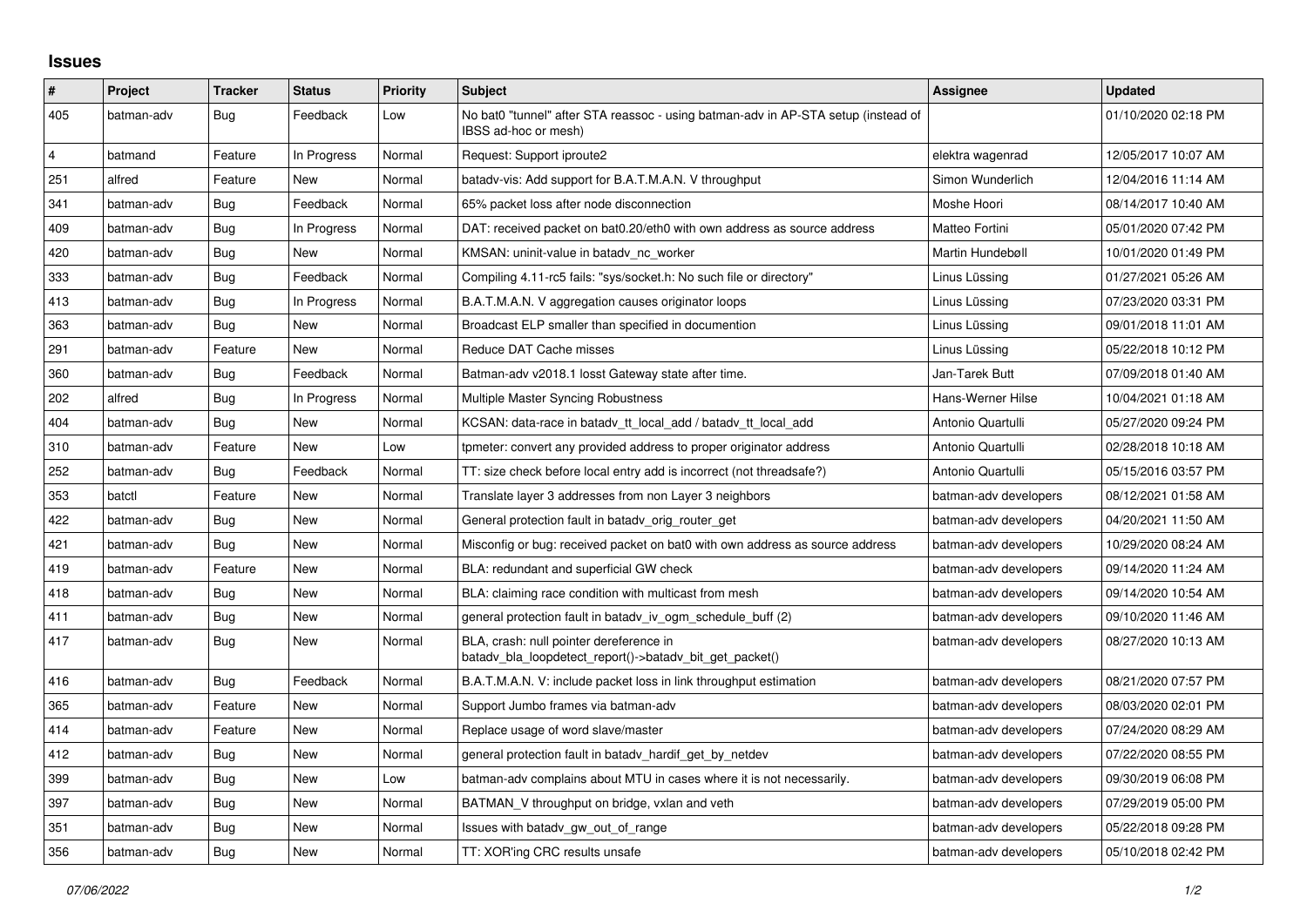# Issues

| # | Project | Tracker | Status | Priority | Subject | Assignee | Updated |
|---|---|---|---|---|---|---|---|
| 405 | batman-adv | Bug | Feedback | Low | No bat0 "tunnel" after STA reassoc - using batman-adv in AP-STA setup (instead of IBSS ad-hoc or mesh) | | 01/10/2020 02:18 PM |
| 4 | batmand | Feature | In Progress | Normal | Request: Support iproute2 | elektra wagenrad | 12/05/2017 10:07 AM |
| 251 | alfred | Feature | New | Normal | batadv-vis: Add support for B.A.T.M.A.N. V throughput | Simon Wunderlich | 12/04/2016 11:14 AM |
| 341 | batman-adv | Bug | Feedback | Normal | 65% packet loss after node disconnection | Moshe Hoori | 08/14/2017 10:40 AM |
| 409 | batman-adv | Bug | In Progress | Normal | DAT: received packet on bat0.20/eth0 with own address as source address | Matteo Fortini | 05/01/2020 07:42 PM |
| 420 | batman-adv | Bug | New | Normal | KMSAN: uninit-value in batadv_nc_worker | Martin Hundebøll | 10/01/2020 01:49 PM |
| 333 | batman-adv | Bug | Feedback | Normal | Compiling 4.11-rc5 fails: "sys/socket.h: No such file or directory" | Linus Lüssing | 01/27/2021 05:26 AM |
| 413 | batman-adv | Bug | In Progress | Normal | B.A.T.M.A.N. V aggregation causes originator loops | Linus Lüssing | 07/23/2020 03:31 PM |
| 363 | batman-adv | Bug | New | Normal | Broadcast ELP smaller than specified in documention | Linus Lüssing | 09/01/2018 11:01 AM |
| 291 | batman-adv | Feature | New | Normal | Reduce DAT Cache misses | Linus Lüssing | 05/22/2018 10:12 PM |
| 360 | batman-adv | Bug | Feedback | Normal | Batman-adv v2018.1 losst Gateway state after time. | Jan-Tarek Butt | 07/09/2018 01:40 AM |
| 202 | alfred | Bug | In Progress | Normal | Multiple Master Syncing Robustness | Hans-Werner Hilse | 10/04/2021 01:18 AM |
| 404 | batman-adv | Bug | New | Normal | KCSAN: data-race in batadv_tt_local_add / batadv_tt_local_add | Antonio Quartulli | 05/27/2020 09:24 PM |
| 310 | batman-adv | Feature | New | Low | tpmeter: convert any provided address to proper originator address | Antonio Quartulli | 02/28/2018 10:18 AM |
| 252 | batman-adv | Bug | Feedback | Normal | TT: size check before local entry add is incorrect (not threadsafe?) | Antonio Quartulli | 05/15/2016 03:57 PM |
| 353 | batctl | Feature | New | Normal | Translate layer 3 addresses from non Layer 3 neighbors | batman-adv developers | 08/12/2021 01:58 AM |
| 422 | batman-adv | Bug | New | Normal | General protection fault in batadv_orig_router_get | batman-adv developers | 04/20/2021 11:50 AM |
| 421 | batman-adv | Bug | New | Normal | Misconfig or bug: received packet on bat0 with own address as source address | batman-adv developers | 10/29/2020 08:24 AM |
| 419 | batman-adv | Feature | New | Normal | BLA: redundant and superficial GW check | batman-adv developers | 09/14/2020 11:24 AM |
| 418 | batman-adv | Bug | New | Normal | BLA: claiming race condition with multicast from mesh | batman-adv developers | 09/14/2020 10:54 AM |
| 411 | batman-adv | Bug | New | Normal | general protection fault in batadv_iv_ogm_schedule_buff (2) | batman-adv developers | 09/10/2020 11:46 AM |
| 417 | batman-adv | Bug | New | Normal | BLA, crash: null pointer dereference in batadv_bla_loopdetect_report()->batadv_bit_get_packet() | batman-adv developers | 08/27/2020 10:13 AM |
| 416 | batman-adv | Bug | Feedback | Normal | B.A.T.M.A.N. V: include packet loss in link throughput estimation | batman-adv developers | 08/21/2020 07:57 PM |
| 365 | batman-adv | Feature | New | Normal | Support Jumbo frames via batman-adv | batman-adv developers | 08/03/2020 02:01 PM |
| 414 | batman-adv | Feature | New | Normal | Replace usage of word slave/master | batman-adv developers | 07/24/2020 08:29 AM |
| 412 | batman-adv | Bug | New | Normal | general protection fault in batadv_hardif_get_by_netdev | batman-adv developers | 07/22/2020 08:55 PM |
| 399 | batman-adv | Bug | New | Low | batman-adv complains about MTU in cases where it is not necessarily. | batman-adv developers | 09/30/2019 06:08 PM |
| 397 | batman-adv | Bug | New | Normal | BATMAN_V throughput on bridge, vxlan and veth | batman-adv developers | 07/29/2019 05:00 PM |
| 351 | batman-adv | Bug | New | Normal | Issues with batadv_gw_out_of_range | batman-adv developers | 05/22/2018 09:28 PM |
| 356 | batman-adv | Bug | New | Normal | TT: XOR'ing CRC results unsafe | batman-adv developers | 05/10/2018 02:42 PM |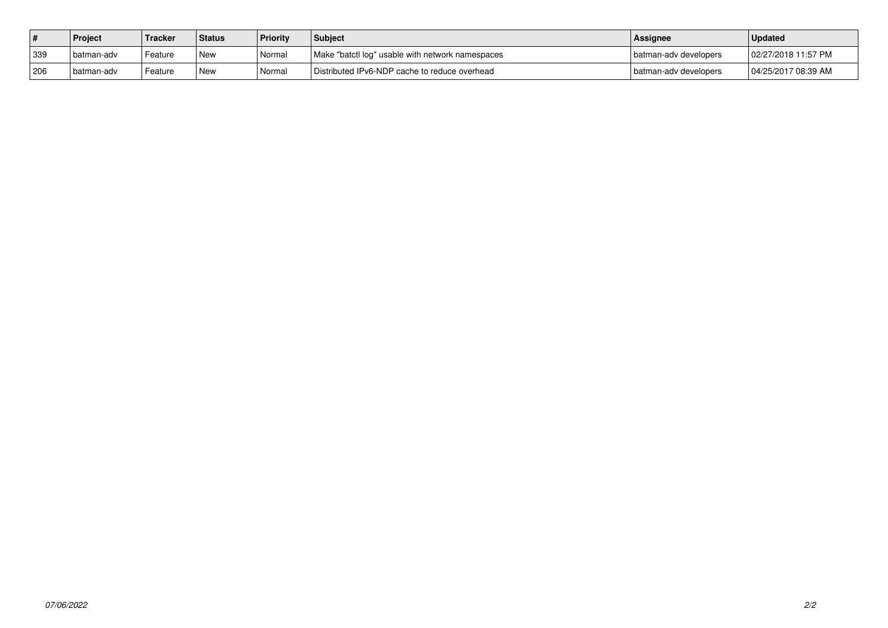| # | Project | Tracker | Status | Priority | Subject | Assignee | Updated |
|---|---|---|---|---|---|---|---|
| 339 | batman-adv | Feature | New | Normal | Make "batctl log" usable with network namespaces | batman-adv developers | 02/27/2018 11:57 PM |
| 206 | batman-adv | Feature | New | Normal | Distributed IPv6-NDP cache to reduce overhead | batman-adv developers | 04/25/2017 08:39 AM |